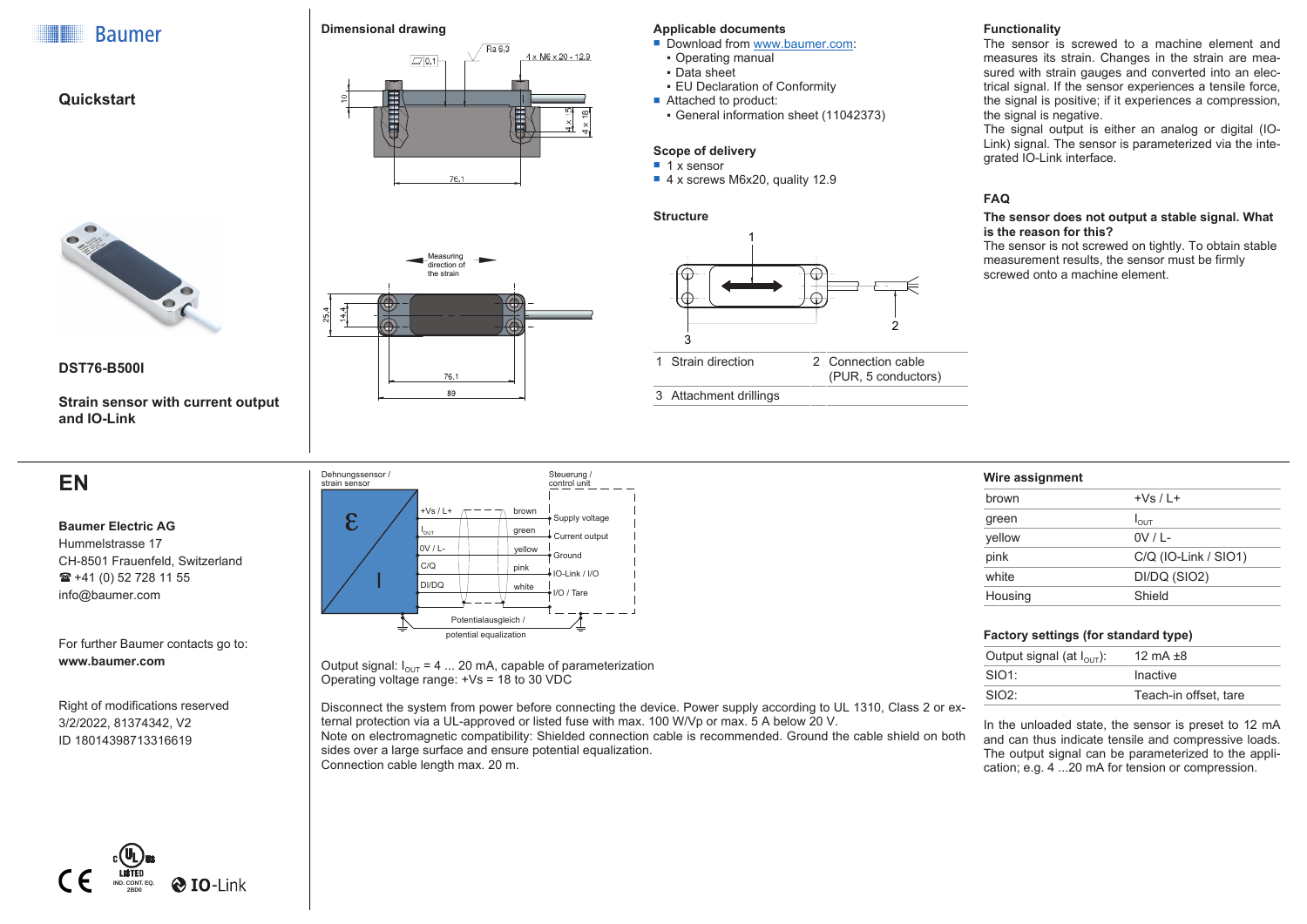Baumer

## Quickstart

**DST76-B500I**

**Strain sensor with current output and IO-Link**

### Dimensional drawing

### Applicable documents

- Download from www.baumer.com:
  - Operating manual
  - Data sheet
  - EU Declaration of Conformity
- Attached to product:
  - General information sheet (11042373)

### Scope of delivery

- 1 x sensor
- 4 x screws M6x20, quality 12.9

### Structure

| | | | |
|---|---|---|---|
| 1 | Strain direction | 2 | Connection cable (PUR, 5 conductors) |
| 3 | Attachment drillings | | |

### Functionality

The sensor is screwed to a machine element and measures its strain. Changes in the strain are measured with strain gauges and converted into an electrical signal. If the sensor experiences a tensile force, the signal is positive; if it experiences a compression, the signal is negative.

The signal output is either an analog or digital (IO-Link) signal. The sensor is parameterized via the integrated IO-Link interface.

### FAQ

**The sensor does not output a stable signal. What is the reason for this?**

The sensor is not screwed on tightly. To obtain stable measurement results, the sensor must be firmly screwed onto a machine element.

## EN

**Baumer Electric AG**
Hummelstrasse 17
CH-8501 Frauenfeld, Switzerland
☎ +41 (0) 52 728 11 55
info@baumer.com

For further Baumer contacts go to:
**www.baumer.com**

Right of modifications reserved
3/2/2022, 81374342, V2
ID 180143987133166​19

Output signal: $I_{OUT}$ = 4 ... 20 mA, capable of parameterization
Operating voltage range: +Vs = 18 to 30 VDC

Disconnect the system from power before connecting the device. Power supply according to UL 1310, Class 2 or external protection via a UL-approved or listed fuse with max. 100 W/Vp or max. 5 A below 20 V.
Note on electromagnetic compatibility: Shielded connection cable is recommended. Ground the cable shield on both sides over a large surface and ensure potential equalization.
Connection cable length max. 20 m.

### Wire assignment

| | |
|---|---|
| brown | +Vs / L+ |
| green | $I_{OUT}$ |
| yellow | 0V / L- |
| pink | C/Q (IO-Link / SIO1) |
| white | DI/DQ (SIO2) |
| Housing | Shield |

### Factory settings (for standard type)

| | |
|---|---|
| Output signal (at $I_{OUT}$): | 12 mA ±8 |
| SIO1: | Inactive |
| SIO2: | Teach-in offset, tare |

In the unloaded state, the sensor is preset to 12 mA and can thus indicate tensile and compressive loads. The output signal can be parameterized to the application; e.g. 4 ...20 mA for tension or compression.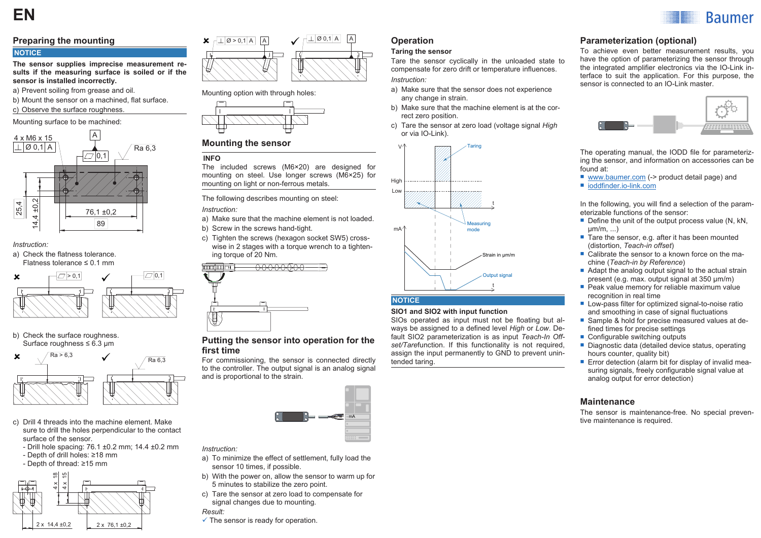EN

## Preparing the mounting

**NOTICE**

**The sensor supplies imprecise measurement results if the measuring surface is soiled or if the sensor is installed incorrectly.**

a) Prevent soiling from grease and oil.

b) Mount the sensor on a machined, flat surface.

c) Observe the surface roughness.

Mounting surface to be machined:

4 x M6 x 15
⊥ Ø 0,1 A
A
▱ 0,1
Ra 6,3
25,4
14,4 ±0,2
76,1 ±0,2
89

*Instruction:*

a) Check the flatness tolerance.
   Flatness tolerance ≤ 0.1 mm

✘ ▱ > 0,1 ✔ ▱ 0,1

b) Check the surface roughness.
   Surface roughness ≤ 6.3 µm

✘ Ra > 6,3 ✔ Ra 6,3

c) Drill 4 threads into the machine element. Make sure to drill the holes perpendicular to the contact surface of the sensor.
   - Drill hole spacing: 76.1 ±0.2 mm; 14.4 ±0.2 mm
   - Depth of drill holes: ≥18 mm
   - Depth of thread: ≥15 mm

4 x 18
4 x 15
2 x 14,4 ±0,2
2 x 76,1 ±0,2

✘ ⊥ Ø > 0,1 A A ✔ ⊥ Ø 0,1 A A

Mounting option with through holes:

## Mounting the sensor

**INFO**

The included screws (M6×20) are designed for mounting on steel. Use longer screws (M6×25) for mounting on light or non-ferrous metals.

The following describes mounting on steel:

*Instruction:*

a) Make sure that the machine element is not loaded.

b) Screw in the screws hand-tight.

c) Tighten the screws (hexagon socket SW5) crosswise in 2 stages with a torque wrench to a tightening torque of 20 Nm.

## Putting the sensor into operation for the first time

For commissioning, the sensor is connected directly to the controller. The output signal is an analog signal and is proportional to the strain.

mA

*Instruction:*

a) To minimize the effect of settlement, fully load the sensor 10 times, if possible.

b) With the power on, allow the sensor to warm up for 5 minutes to stabilize the zero point.

c) Tare the sensor at zero load to compensate for signal changes due to mounting.

*Result:*

✓ The sensor is ready for operation.

## Operation

### Taring the sensor

Tare the sensor cyclically in the unloaded state to compensate for zero drift or temperature influences.

*Instruction:*

a) Make sure that the sensor does not experience any change in strain.

b) Make sure that the machine element is at the correct zero position.

c) Tare the sensor at zero load (voltage signal *High* or via IO-Link).

V
Taring
High
Low
t
Measuring mode
mA
Strain in µm/m
Output signal
t

**NOTICE**

**SIO1 and SIO2 with input function**

SIOs operated as input must not be floating but always be assigned to a defined level *High* or *Low*. Default SIO2 parameterization is as input *Teach-In Offset/Tare*function. If this functionality is not required, assign the input permanently to GND to prevent unintended taring.

## Parameterization (optional)

To achieve even better measurement results, you have the option of parameterizing the sensor through the integrated amplifier electronics via the IO-Link interface to suit the application. For this purpose, the sensor is connected to an IO-Link master.

The operating manual, the IODD file for parameterizing the sensor, and information on accessories can be found at:

- www.baumer.com (-> product detail page) and
- ioddfinder.io-link.com

In the following, you will find a selection of the parameterizable functions of the sensor:

- Define the unit of the output process value (N, kN, µm/m, ...)
- Tare the sensor, e.g. after it has been mounted (distortion, *Teach-in offset*)
- Calibrate the sensor to a known force on the machine (*Teach-in by Reference*)
- Adapt the analog output signal to the actual strain present (e.g. max. output signal at 350 µm/m)
- Peak value memory for reliable maximum value recognition in real time
- Low-pass filter for optimized signal-to-noise ratio and smoothing in case of signal fluctuations
- Sample & hold for precise measured values at defined times for process settings
- Configurable switching outputs
- Diagnostic data (detailed device status, operating hours counter, quality bit)
- Error detection (alarm bit for display of invalid measuring signals, freely configurable signal value at analog output for error detection)

## Maintenance

The sensor is maintenance-free. No special preventive maintenance is required.